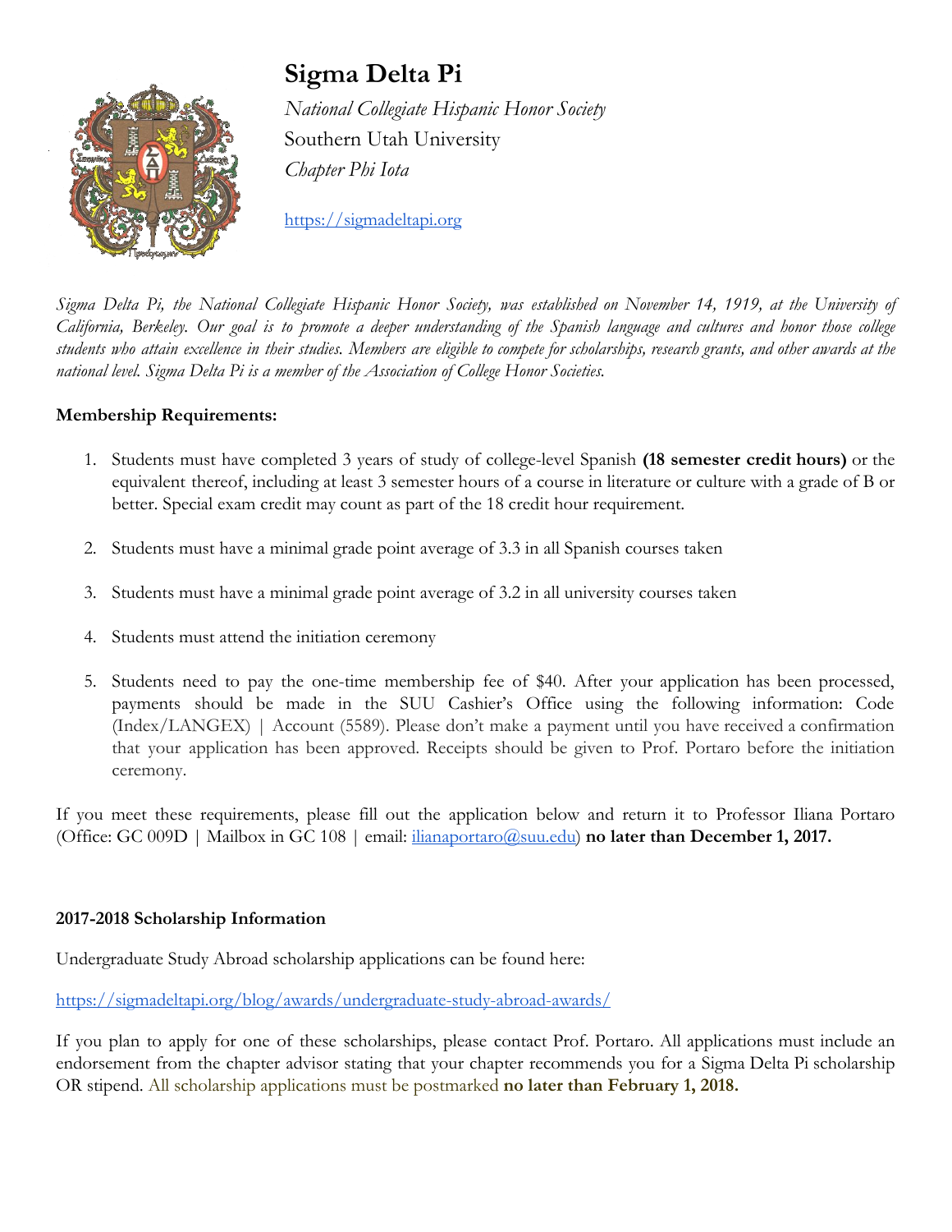# Sigma Delta Pi

*National Collegiate Hispanic Honor Society*
Southern Utah University
*Chapter Phi Iota*

https://sigmadeltapi.org

*Sigma Delta Pi, the National Collegiate Hispanic Honor Society, was established on November 14, 1919, at the University of California, Berkeley. Our goal is to promote a deeper understanding of the Spanish language and cultures and honor those college students who attain excellence in their studies. Members are eligible to compete for scholarships, research grants, and other awards at the national level. Sigma Delta Pi is a member of the Association of College Honor Societies.*

**Membership Requirements:**

1. Students must have completed 3 years of study of college-level Spanish **(18 semester credit hours)** or the equivalent thereof, including at least 3 semester hours of a course in literature or culture with a grade of B or better. Special exam credit may count as part of the 18 credit hour requirement.

2. Students must have a minimal grade point average of 3.3 in all Spanish courses taken

3. Students must have a minimal grade point average of 3.2 in all university courses taken

4. Students must attend the initiation ceremony

5. Students need to pay the one-time membership fee of $40. After your application has been processed, payments should be made in the SUU Cashier's Office using the following information: Code (Index/LANGEX) | Account (5589). Please don't make a payment until you have received a confirmation that your application has been approved. Receipts should be given to Prof. Portaro before the initiation ceremony.

If you meet these requirements, please fill out the application below and return it to Professor Iliana Portaro (Office: GC 009D | Mailbox in GC 108 | email: ilianaportaro@suu.edu) **no later than December 1, 2017.**

**2017-2018 Scholarship Information**

Undergraduate Study Abroad scholarship applications can be found here:

https://sigmadeltapi.org/blog/awards/undergraduate-study-abroad-awards/

If you plan to apply for one of these scholarships, please contact Prof. Portaro. All applications must include an endorsement from the chapter advisor stating that your chapter recommends you for a Sigma Delta Pi scholarship OR stipend. All scholarship applications must be postmarked **no later than February 1, 2018.**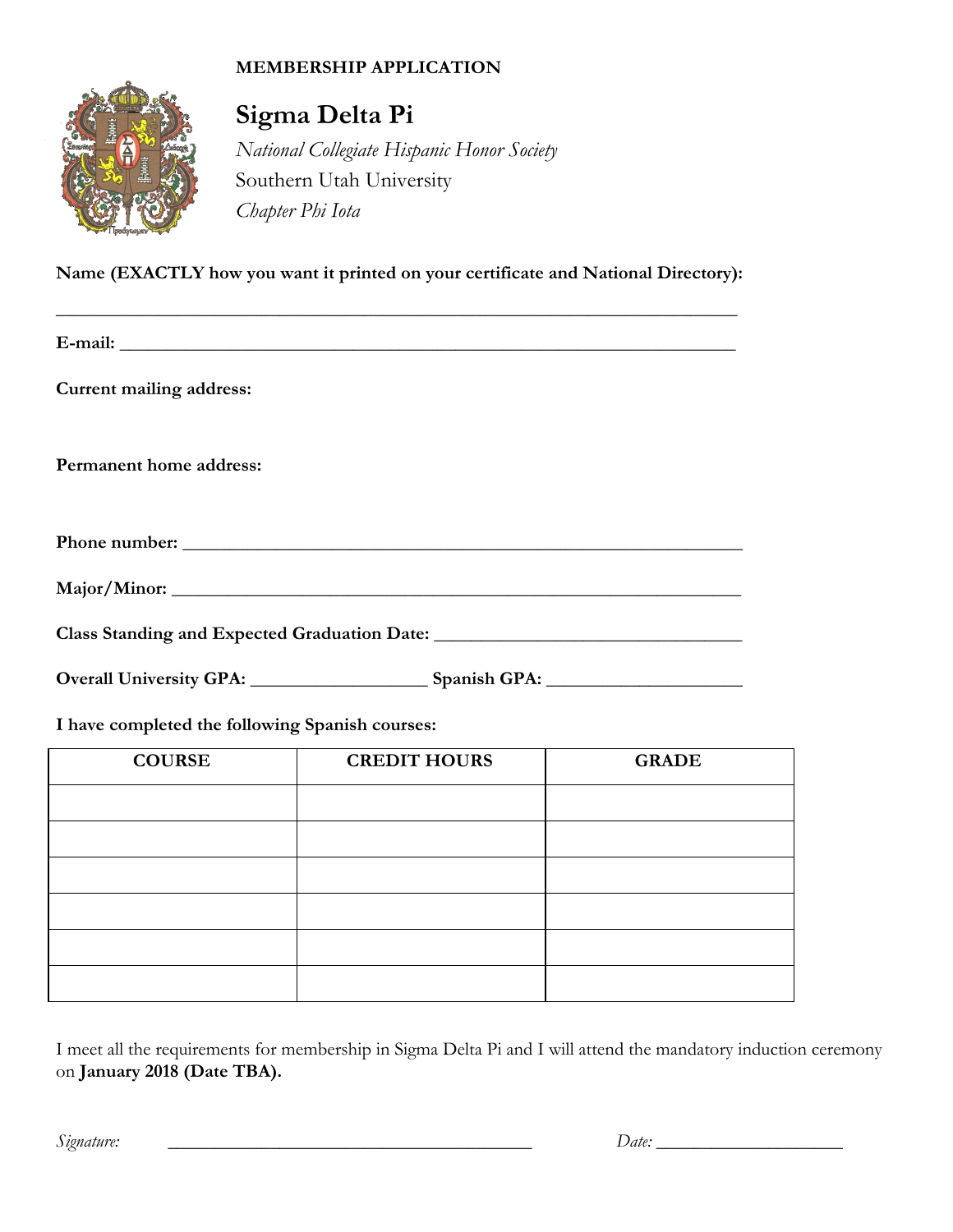**MEMBERSHIP APPLICATION**

# Sigma Delta Pi

*National Collegiate Hispanic Honor Society*

Southern Utah University

*Chapter Phi Iota*

**Name (EXACTLY how you want it printed on your certificate and National Directory):**

________________________________________________________________________

**E-mail:** _________________________________________________________________

**Current mailing address:**

**Permanent home address:**

**Phone number:** ___________________________________________________________

**Major/Minor:** _____________________________________________________________

**Class Standing and Expected Graduation Date:** ______________________________

**Overall University GPA:** __________________ **Spanish GPA:** ___________________

**I have completed the following Spanish courses:**

| COURSE | CREDIT HOURS | GRADE |
|---|---|---|
| | | |
| | | |
| | | |
| | | |
| | | |
| | | |

I meet all the requirements for membership in Sigma Delta Pi and I will attend the mandatory induction ceremony on **January 2018 (Date TBA).**

*Signature:* ______________________________________ *Date:* ____________________